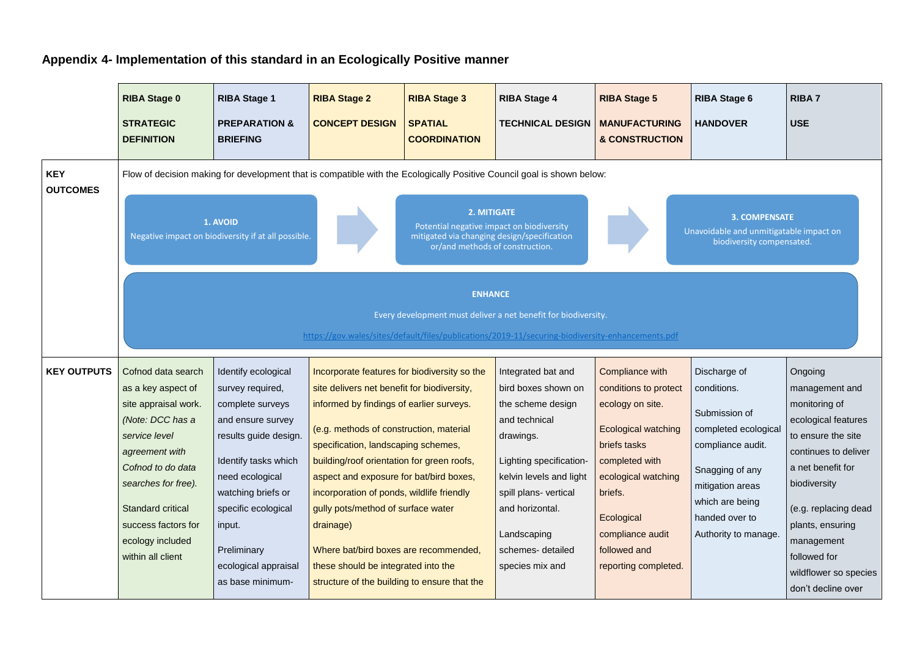## Appendix 4- Implementation of this standard in an Ecologically Positive manner

| | RIBA Stage 0<br><br>STRATEGIC DEFINITION | RIBA Stage 1<br><br>PREPARATION & BRIEFING | RIBA Stage 2<br><br>CONCEPT DESIGN | RIBA Stage 3<br><br>SPATIAL COORDINATION | RIBA Stage 4<br><br>TECHNICAL DESIGN | RIBA Stage 5<br><br>MANUFACTURING & CONSTRUCTION | RIBA Stage 6<br><br>HANDOVER | RIBA 7<br><br>USE |
|---|---|---|---|---|---|---|---|---|
| **KEY OUTCOMES** | Flow of decision making for development that is compatible with the Ecologically Positive Council goal is shown below:<br><br>**1. AVOID** Negative impact on biodiversity if at all possible. → **2. MITIGATE** Potential negative impact on biodiversity mitigated via changing design/specification or/and methods of construction. → **3. COMPENSATE** Unavoidable and unmitigatable impact on biodiversity compensated.<br><br>**ENHANCE** Every development must deliver a net benefit for biodiversity. https://gov.wales/sites/default/files/publications/2019-11/securing-biodiversity-enhancements.pdf | | | | | | | |
| **KEY OUTPUTS** | Cofnod data search as a key aspect of site appraisal work. *(Note: DCC has a service level agreement with Cofnod to do data searches for free).*<br><br>Standard critical success factors for ecology included within all client | Identify ecological survey required, complete surveys and ensure survey results guide design.<br><br>Identify tasks which need ecological watching briefs or specific ecological input.<br><br>Preliminary ecological appraisal as base minimum- | Incorporate features for biodiversity so the site delivers net benefit for biodiversity, informed by findings of earlier surveys.<br><br>(e.g. methods of construction, material specification, landscaping schemes, building/roof orientation for green roofs, aspect and exposure for bat/bird boxes, incorporation of ponds, wildlife friendly gully pots/method of surface water drainage)<br><br>Where bat/bird boxes are recommended, these should be integrated into the structure of the building to ensure that the | | Integrated bat and bird boxes shown on the scheme design and technical drawings.<br><br>Lighting specification- kelvin levels and light spill plans- vertical and horizontal.<br><br>Landscaping schemes- detailed species mix and | Compliance with conditions to protect ecology on site.<br><br>Ecological watching briefs tasks completed with ecological watching briefs.<br><br>Ecological compliance audit followed and reporting completed. | Discharge of conditions.<br><br>Submission of completed ecological compliance audit.<br><br>Snagging of any mitigation areas which are being handed over to Authority to manage. | Ongoing management and monitoring of ecological features to ensure the site continues to deliver a net benefit for biodiversity<br><br>(e.g. replacing dead plants, ensuring management followed for wildflower so species don't decline over |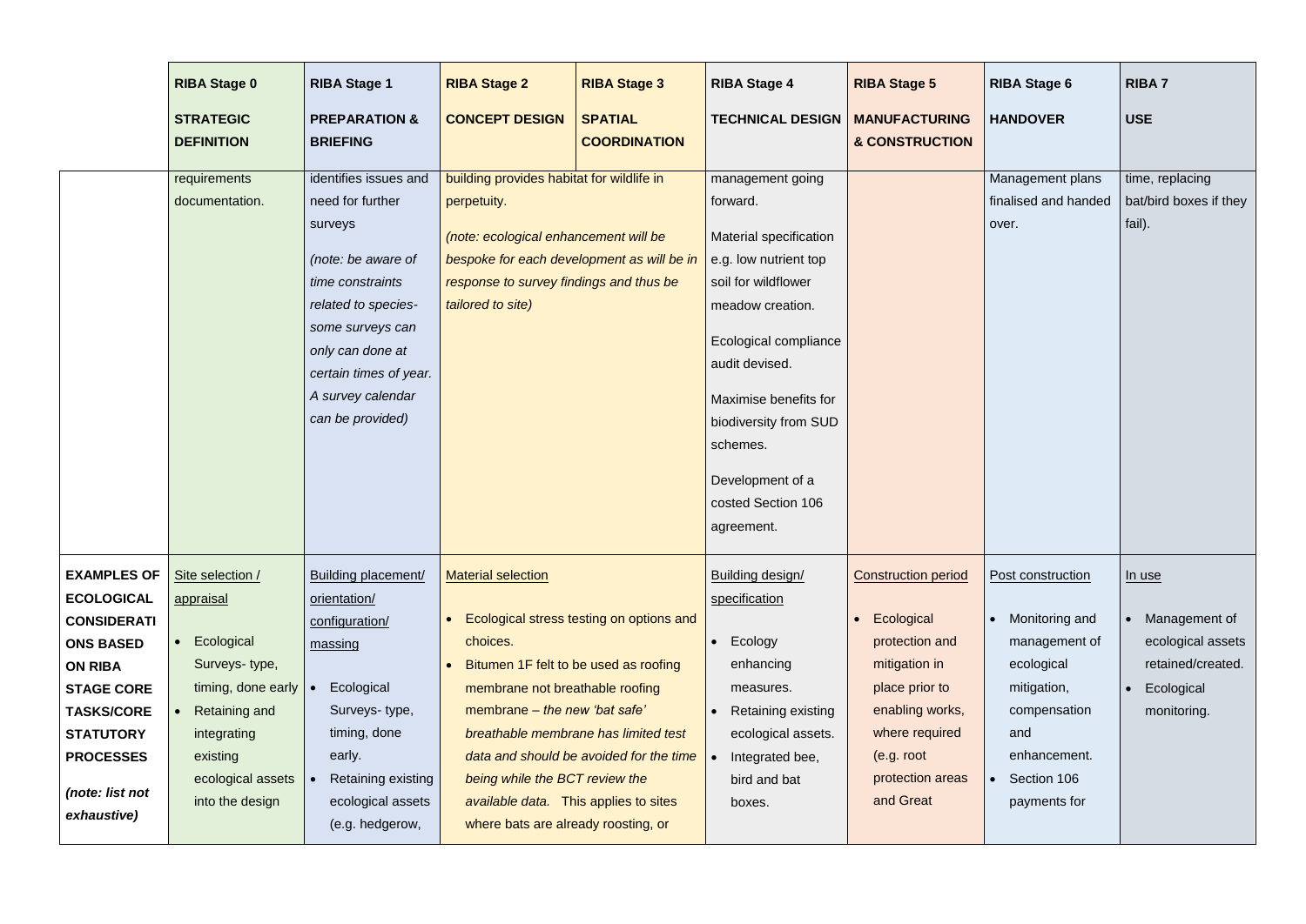| | RIBA Stage 0<br><br>STRATEGIC DEFINITION | RIBA Stage 1<br><br>PREPARATION & BRIEFING | RIBA Stage 2<br><br>CONCEPT DESIGN | RIBA Stage 3<br><br>SPATIAL COORDINATION | RIBA Stage 4<br><br>TECHNICAL DESIGN | RIBA Stage 5<br><br>MANUFACTURING & CONSTRUCTION | RIBA Stage 6<br><br>HANDOVER | RIBA 7<br><br>USE |
|---|---|---|---|---|---|---|---|---|
| | requirements documentation. | identifies issues and need for further surveys<br><br>*(note: be aware of time constraints related to species- some surveys can only can done at certain times of year. A survey calendar can be provided)* | building provides habitat for wildlife in perpetuity.<br><br>*(note: ecological enhancement will be bespoke for each development as will be in response to survey findings and thus be tailored to site)* | | management going forward.<br><br>Material specification e.g. low nutrient top soil for wildflower meadow creation.<br><br>Ecological compliance audit devised.<br><br>Maximise benefits for biodiversity from SUD schemes.<br><br>Development of a costed Section 106 agreement. | | Management plans finalised and handed over. | time, replacing bat/bird boxes if they fail). |
| **EXAMPLES OF ECOLOGICAL CONSIDERATIONS BASED ON RIBA STAGE CORE TASKS/CORE STATUTORY PROCESSES**<br><br>***(note: list not exhaustive)*** | Site selection / appraisal<br><br>• Ecological Surveys- type, timing, done early<br>• Retaining and integrating existing ecological assets into the design | Building placement/ orientation/ configuration/ massing<br><br>• Ecological Surveys- type, timing, done early.<br>• Retaining existing ecological assets (e.g. hedgerow, | Material selection<br><br>• Ecological stress testing on options and choices.<br>• Bitumen 1F felt to be used as roofing membrane not breathable roofing membrane – *the new 'bat safe' breathable membrane has limited test data and should be avoided for the time being while the BCT review the available data.* This applies to sites where bats are already roosting, or | | Building design/ specification<br><br>• Ecology enhancing measures.<br>• Retaining existing ecological assets.<br>• Integrated bee, bird and bat boxes. | Construction period<br><br>• Ecological protection and mitigation in place prior to enabling works, where required (e.g. root protection areas and Great | Post construction<br><br>• Monitoring and management of ecological mitigation, compensation and enhancement.<br>• Section 106 payments for | In use<br><br>• Management of ecological assets retained/created.<br>• Ecological monitoring. |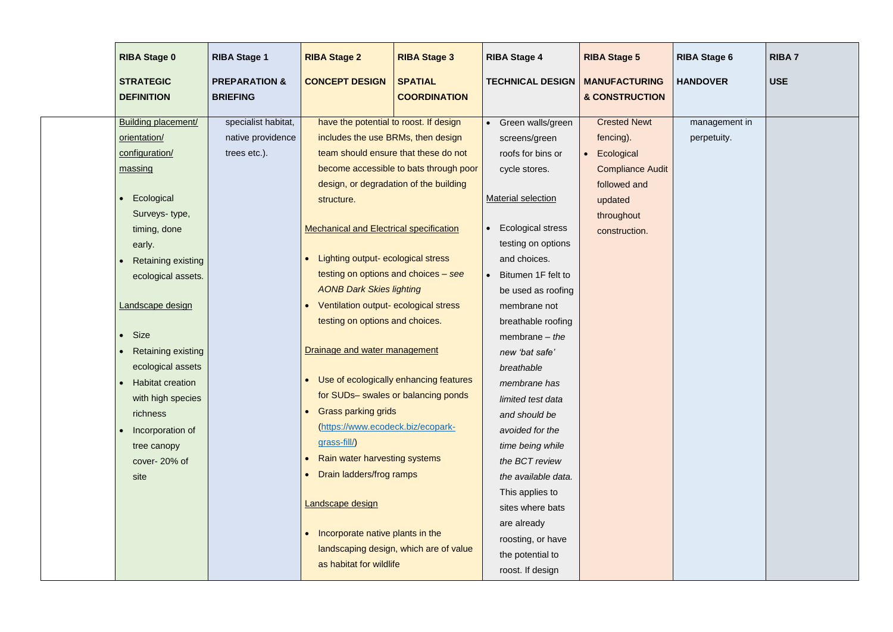| | RIBA Stage 0<br><br>STRATEGIC DEFINITION | RIBA Stage 1<br><br>PREPARATION & BRIEFING | RIBA Stage 2<br><br>CONCEPT DESIGN | RIBA Stage 3<br><br>SPATIAL COORDINATION | RIBA Stage 4<br><br>TECHNICAL DESIGN | RIBA Stage 5<br><br>MANUFACTURING & CONSTRUCTION | RIBA Stage 6<br><br>HANDOVER | RIBA 7<br><br>USE |
|---|---|---|---|---|---|---|---|---|
| | Building placement/ orientation/ configuration/ massing<br><br>• Ecological Surveys- type, timing, done early.<br>• Retaining existing ecological assets.<br><br>Landscape design<br><br>• Size<br>• Retaining existing ecological assets<br>• Habitat creation with high species richness<br>• Incorporation of tree canopy cover- 20% of site | specialist habitat, native providence trees etc.). | have the potential to roost. If design includes the use BRMs, then design team should ensure that these do not become accessible to bats through poor design, or degradation of the building structure.<br><br>Mechanical and Electrical specification<br><br>• Lighting output- ecological stress testing on options and choices – *see AONB Dark Skies lighting*<br>• Ventilation output- ecological stress testing on options and choices.<br><br>Drainage and water management<br><br>• Use of ecologically enhancing features for SUDs– swales or balancing ponds<br>• Grass parking grids (https://www.ecodeck.biz/ecopark-grass-fill/)<br>• Rain water harvesting systems<br>• Drain ladders/frog ramps<br><br>Landscape design<br><br>• Incorporate native plants in the landscaping design, which are of value as habitat for wildlife | | • Green walls/green screens/green roofs for bins or cycle stores.<br><br>Material selection<br><br>• Ecological stress testing on options and choices.<br>• Bitumen 1F felt to be used as roofing membrane not breathable roofing membrane – *the new 'bat safe' breathable membrane has limited test data and should be avoided for the time being while the BCT review the available data.* This applies to sites where bats are already roosting, or have the potential to roost. If design | Crested Newt fencing).<br>• Ecological Compliance Audit followed and updated throughout construction. | management in perpetuity. | |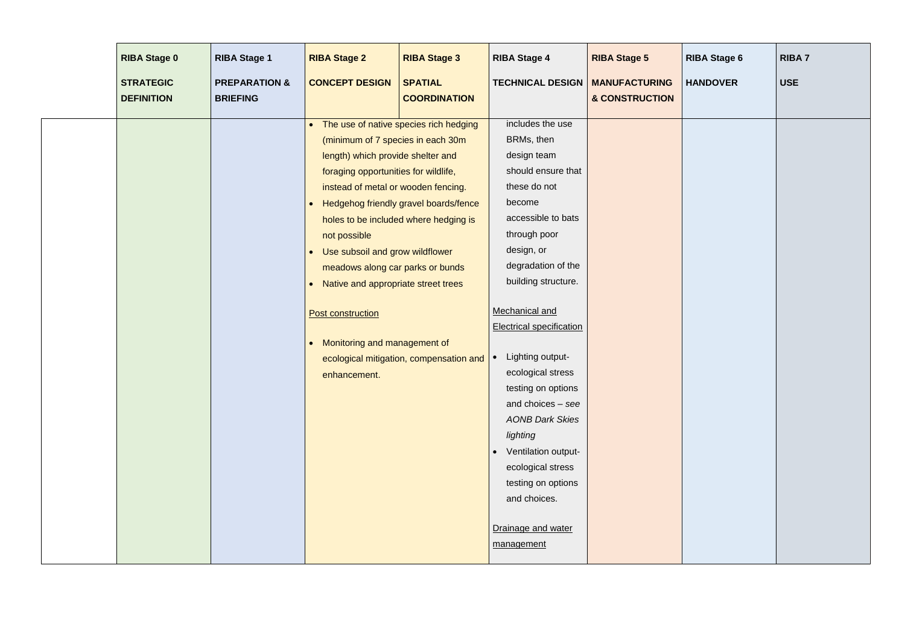|  | RIBA Stage 0<br><br>STRATEGIC DEFINITION | RIBA Stage 1<br><br>PREPARATION & BRIEFING | RIBA Stage 2<br><br>CONCEPT DESIGN | RIBA Stage 3<br><br>SPATIAL COORDINATION | RIBA Stage 4<br><br>TECHNICAL DESIGN | RIBA Stage 5<br><br>MANUFACTURING & CONSTRUCTION | RIBA Stage 6<br><br>HANDOVER | RIBA 7<br><br>USE |
|---|---|---|---|---|---|---|---|---|
|  |  |  | • The use of native species rich hedging (minimum of 7 species in each 30m length) which provide shelter and foraging opportunities for wildlife, instead of metal or wooden fencing.<br>• Hedgehog friendly gravel boards/fence holes to be included where hedging is not possible<br>• Use subsoil and grow wildflower meadows along car parks or bunds<br>• Native and appropriate street trees<br><br>Post construction<br><br>• Monitoring and management of ecological mitigation, compensation and enhancement. |  | includes the use BRMs, then design team should ensure that these do not become accessible to bats through poor design, or degradation of the building structure.<br><br>Mechanical and Electrical specification<br><br>• Lighting output- ecological stress testing on options and choices – *see AONB Dark Skies lighting*<br>• Ventilation output- ecological stress testing on options and choices.<br><br>Drainage and water management |  |  |  |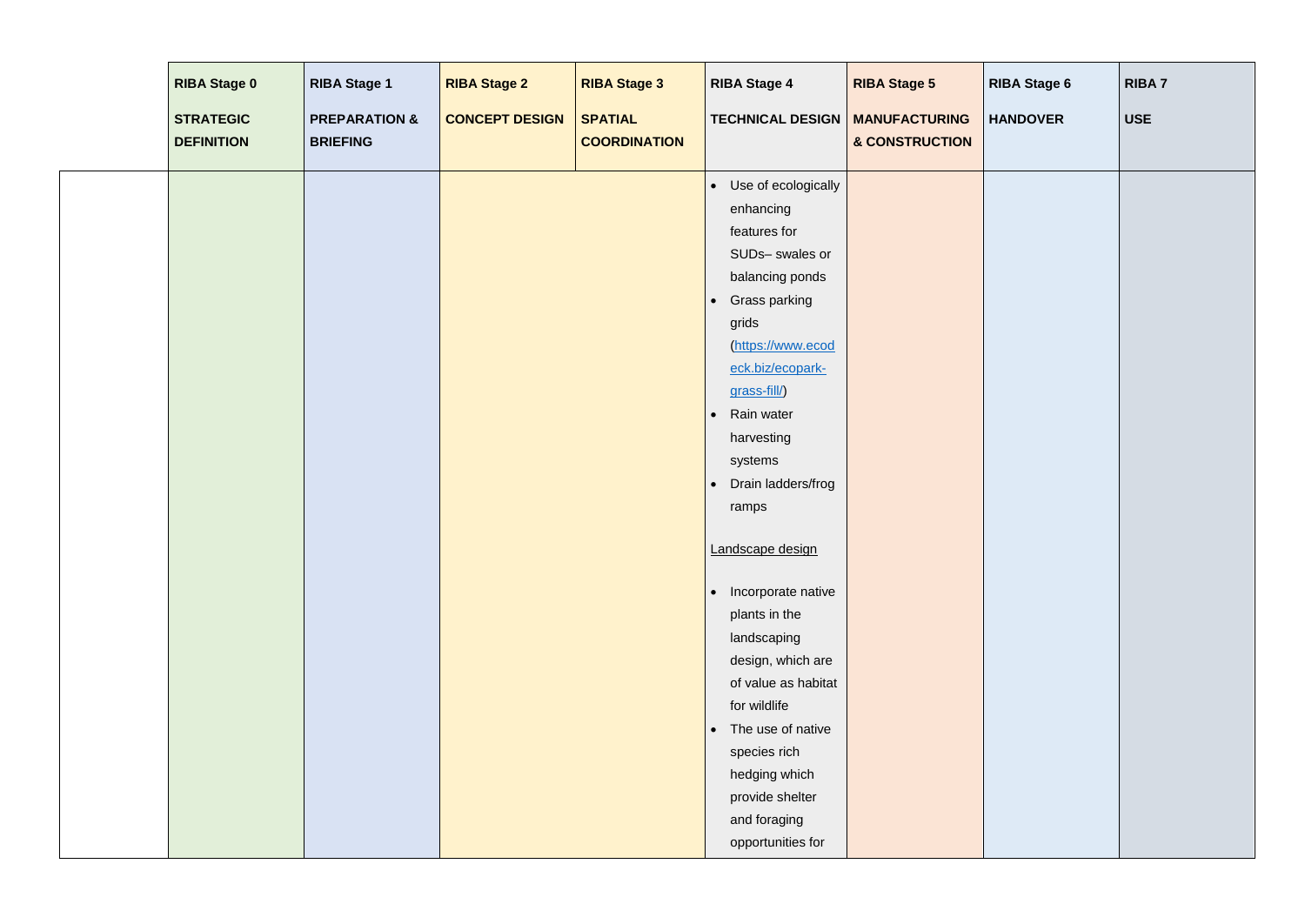| | RIBA Stage 0<br><br>STRATEGIC DEFINITION | RIBA Stage 1<br><br>PREPARATION & BRIEFING | RIBA Stage 2<br><br>CONCEPT DESIGN | RIBA Stage 3<br><br>SPATIAL COORDINATION | RIBA Stage 4<br><br>TECHNICAL DESIGN | RIBA Stage 5<br><br>MANUFACTURING & CONSTRUCTION | RIBA Stage 6<br><br>HANDOVER | RIBA 7<br><br>USE |
|---|---|---|---|---|---|---|---|---|
| | | | | | • Use of ecologically enhancing features for SUDs– swales or balancing ponds<br>• Grass parking grids ([https://www.ecodeck.biz/ecopark-grass-fill/](https://www.ecodeck.biz/ecopark-grass-fill/))<br>• Rain water harvesting systems<br>• Drain ladders/frog ramps<br><br>Landscape design<br><br>• Incorporate native plants in the landscaping design, which are of value as habitat for wildlife<br>• The use of native species rich hedging which provide shelter and foraging opportunities for | | | |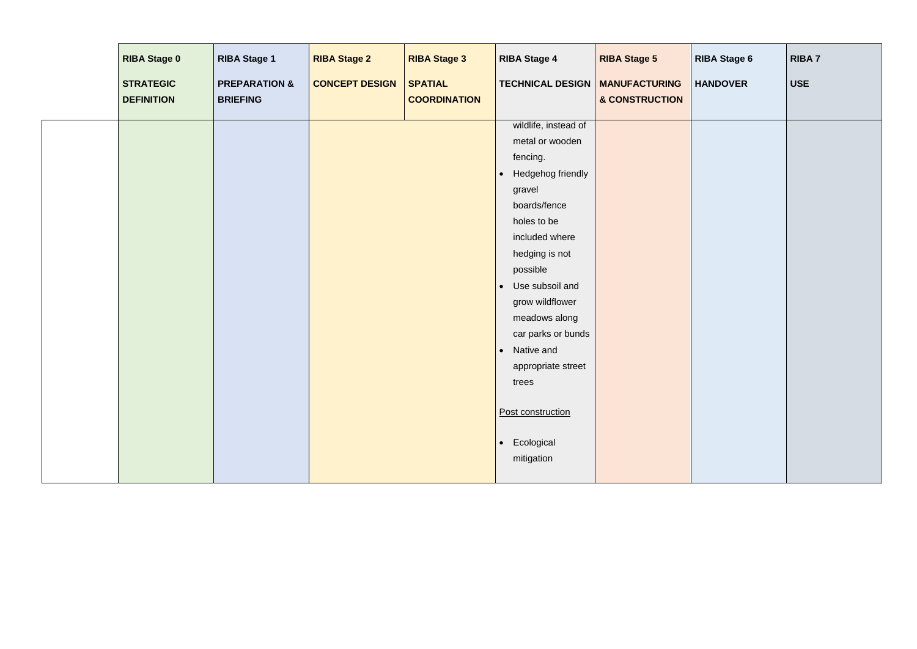| | RIBA Stage 0<br><br>STRATEGIC DEFINITION | RIBA Stage 1<br><br>PREPARATION & BRIEFING | RIBA Stage 2<br><br>CONCEPT DESIGN | RIBA Stage 3<br><br>SPATIAL COORDINATION | RIBA Stage 4<br><br>TECHNICAL DESIGN | RIBA Stage 5<br><br>MANUFACTURING & CONSTRUCTION | RIBA Stage 6<br><br>HANDOVER | RIBA 7<br><br>USE |
|---|---|---|---|---|---|---|---|---|
| | | | | | wildlife, instead of metal or wooden fencing.<br>• Hedgehog friendly gravel boards/fence holes to be included where hedging is not possible<br>• Use subsoil and grow wildflower meadows along car parks or bunds<br>• Native and appropriate street trees<br><br>Post construction<br><br>• Ecological mitigation | | | |